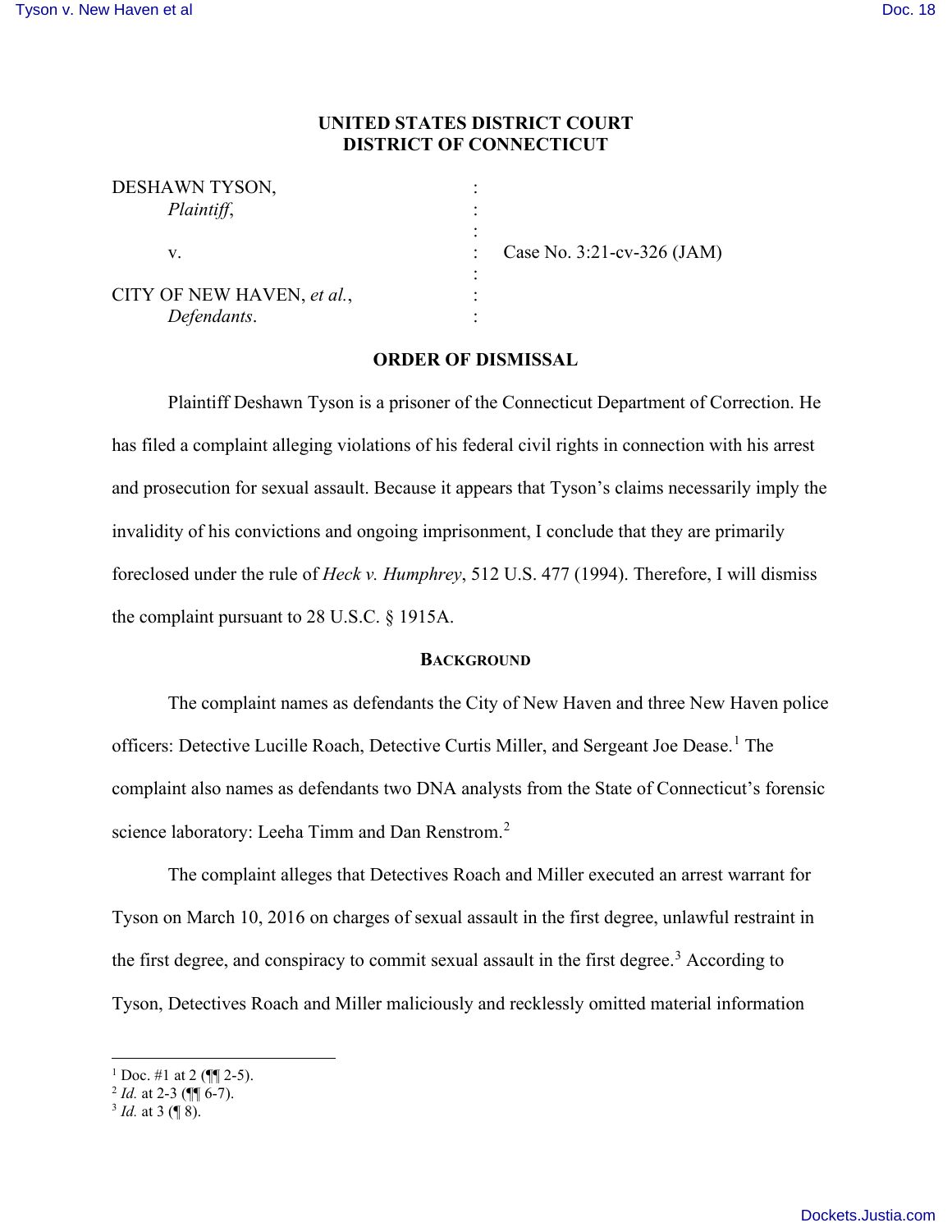**UNITED STATES DISTRICT COURT**
**DISTRICT OF CONNECTICUT**

DESHAWN TYSON,
*Plaintiff*,

v.

CITY OF NEW HAVEN, *et al.*,
*Defendants*.

Case No. 3:21-cv-326 (JAM)

**ORDER OF DISMISSAL**

Plaintiff Deshawn Tyson is a prisoner of the Connecticut Department of Correction. He has filed a complaint alleging violations of his federal civil rights in connection with his arrest and prosecution for sexual assault. Because it appears that Tyson's claims necessarily imply the invalidity of his convictions and ongoing imprisonment, I conclude that they are primarily foreclosed under the rule of *Heck v. Humphrey*, 512 U.S. 477 (1994). Therefore, I will dismiss the complaint pursuant to 28 U.S.C. § 1915A.

**BACKGROUND**

The complaint names as defendants the City of New Haven and three New Haven police officers: Detective Lucille Roach, Detective Curtis Miller, and Sergeant Joe Dease.[1] The complaint also names as defendants two DNA analysts from the State of Connecticut's forensic science laboratory: Leeha Timm and Dan Renstrom.[2]

The complaint alleges that Detectives Roach and Miller executed an arrest warrant for Tyson on March 10, 2016 on charges of sexual assault in the first degree, unlawful restraint in the first degree, and conspiracy to commit sexual assault in the first degree.[3] According to Tyson, Detectives Roach and Miller maliciously and recklessly omitted material information

[1] Doc. #1 at 2 (¶¶ 2-5).
[2] *Id.* at 2-3 (¶¶ 6-7).
[3] *Id.* at 3 (¶ 8).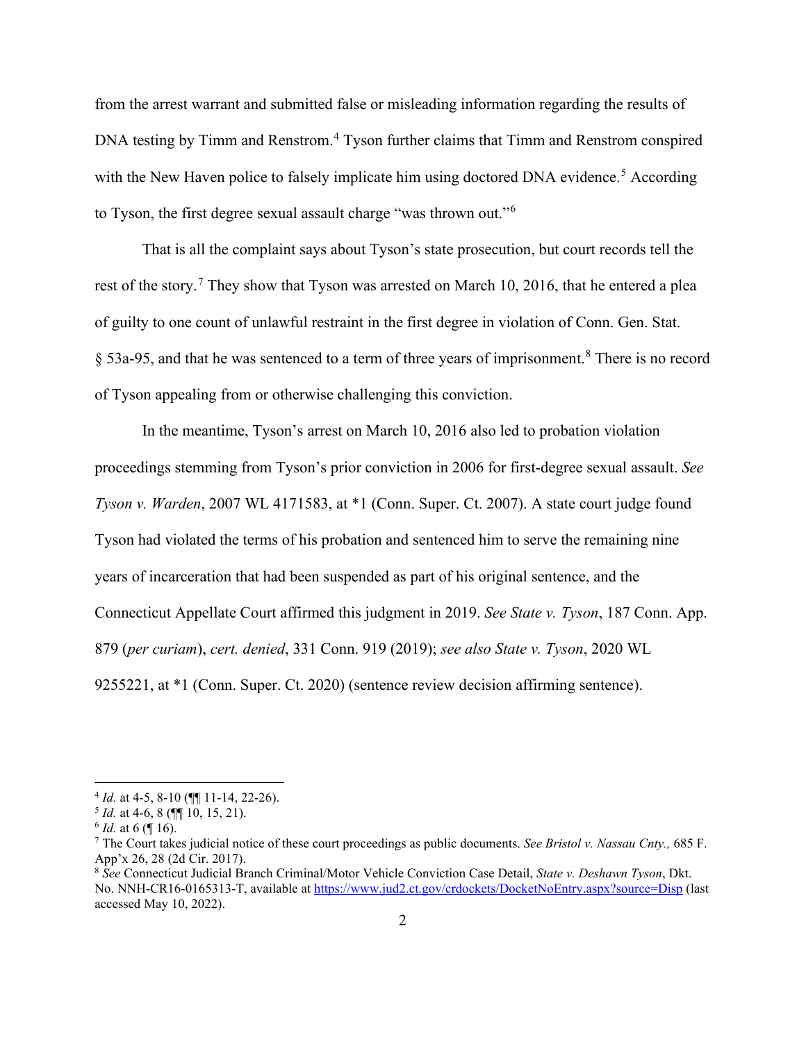from the arrest warrant and submitted false or misleading information regarding the results of DNA testing by Timm and Renstrom.[4] Tyson further claims that Timm and Renstrom conspired with the New Haven police to falsely implicate him using doctored DNA evidence.[5] According to Tyson, the first degree sexual assault charge "was thrown out."[6]

That is all the complaint says about Tyson's state prosecution, but court records tell the rest of the story.[7] They show that Tyson was arrested on March 10, 2016, that he entered a plea of guilty to one count of unlawful restraint in the first degree in violation of Conn. Gen. Stat. § 53a-95, and that he was sentenced to a term of three years of imprisonment.[8] There is no record of Tyson appealing from or otherwise challenging this conviction.

In the meantime, Tyson's arrest on March 10, 2016 also led to probation violation proceedings stemming from Tyson's prior conviction in 2006 for first-degree sexual assault. *See Tyson v. Warden*, 2007 WL 4171583, at *1 (Conn. Super. Ct. 2007). A state court judge found Tyson had violated the terms of his probation and sentenced him to serve the remaining nine years of incarceration that had been suspended as part of his original sentence, and the Connecticut Appellate Court affirmed this judgment in 2019. *See State v. Tyson*, 187 Conn. App. 879 (*per curiam*), *cert. denied*, 331 Conn. 919 (2019); *see also State v. Tyson*, 2020 WL 9255221, at *1 (Conn. Super. Ct. 2020) (sentence review decision affirming sentence).

---

[4] *Id.* at 4-5, 8-10 (¶¶ 11-14, 22-26).

[5] *Id.* at 4-6, 8 (¶¶ 10, 15, 21).

[6] *Id.* at 6 (¶ 16).

[7] The Court takes judicial notice of these court proceedings as public documents. *See Bristol v. Nassau Cnty.,* 685 F. App'x 26, 28 (2d Cir. 2017).

[8] *See* Connecticut Judicial Branch Criminal/Motor Vehicle Conviction Case Detail, *State v. Deshawn Tyson*, Dkt. No. NNH-CR16-0165313-T, available at https://www.jud2.ct.gov/crdockets/DocketNoEntry.aspx?source=Disp (last accessed May 10, 2022).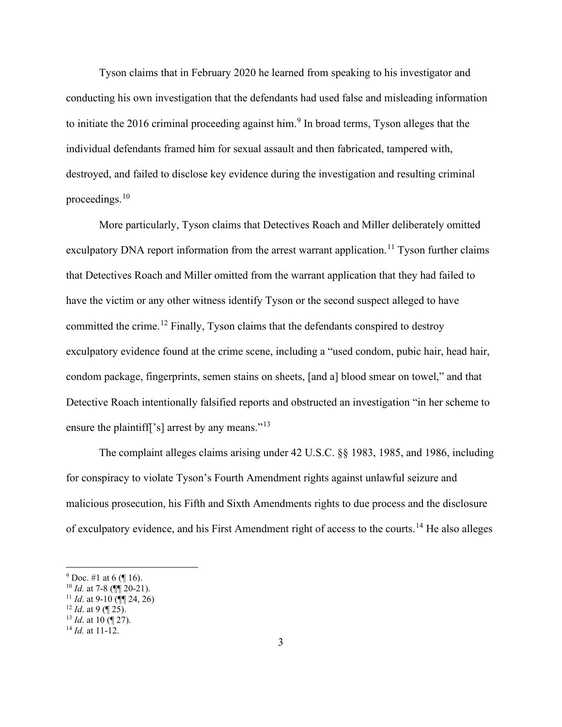Tyson claims that in February 2020 he learned from speaking to his investigator and conducting his own investigation that the defendants had used false and misleading information to initiate the 2016 criminal proceeding against him.[9] In broad terms, Tyson alleges that the individual defendants framed him for sexual assault and then fabricated, tampered with, destroyed, and failed to disclose key evidence during the investigation and resulting criminal proceedings.[10]

More particularly, Tyson claims that Detectives Roach and Miller deliberately omitted exculpatory DNA report information from the arrest warrant application.[11] Tyson further claims that Detectives Roach and Miller omitted from the warrant application that they had failed to have the victim or any other witness identify Tyson or the second suspect alleged to have committed the crime.[12] Finally, Tyson claims that the defendants conspired to destroy exculpatory evidence found at the crime scene, including a "used condom, pubic hair, head hair, condom package, fingerprints, semen stains on sheets, [and a] blood smear on towel," and that Detective Roach intentionally falsified reports and obstructed an investigation "in her scheme to ensure the plaintiff['s] arrest by any means."[13]

The complaint alleges claims arising under 42 U.S.C. §§ 1983, 1985, and 1986, including for conspiracy to violate Tyson's Fourth Amendment rights against unlawful seizure and malicious prosecution, his Fifth and Sixth Amendments rights to due process and the disclosure of exculpatory evidence, and his First Amendment right of access to the courts.[14] He also alleges

---

[9] Doc. #1 at 6 (¶ 16).

[10] *Id.* at 7-8 (¶¶ 20-21).

[11] *Id*. at 9-10 (¶¶ 24, 26)

[12] *Id*. at 9 (¶ 25).

[13] *Id*. at 10 (¶ 27).

[14] *Id.* at 11-12.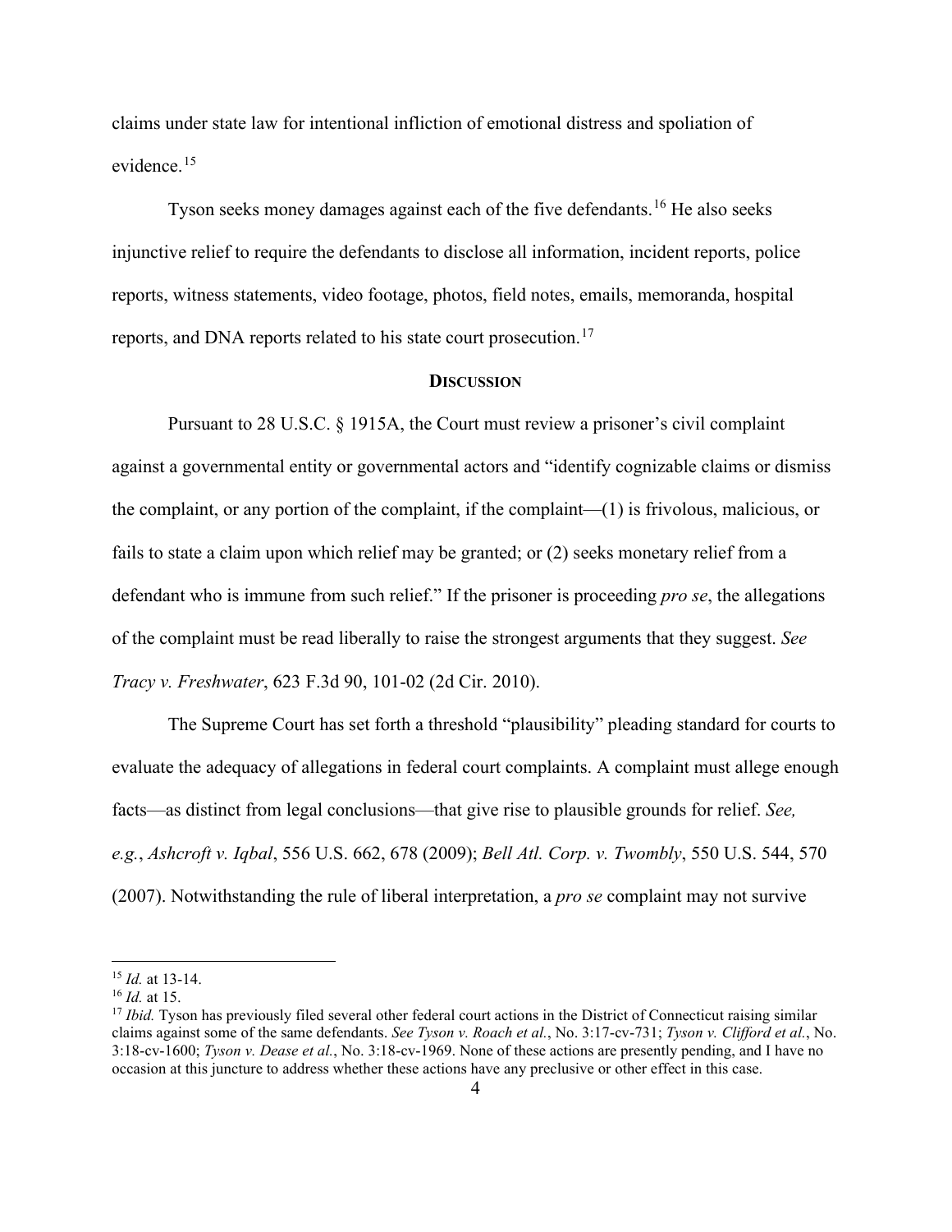claims under state law for intentional infliction of emotional distress and spoliation of evidence.[15]

Tyson seeks money damages against each of the five defendants.[16] He also seeks injunctive relief to require the defendants to disclose all information, incident reports, police reports, witness statements, video footage, photos, field notes, emails, memoranda, hospital reports, and DNA reports related to his state court prosecution.[17]

## DISCUSSION

Pursuant to 28 U.S.C. § 1915A, the Court must review a prisoner's civil complaint against a governmental entity or governmental actors and "identify cognizable claims or dismiss the complaint, or any portion of the complaint, if the complaint—(1) is frivolous, malicious, or fails to state a claim upon which relief may be granted; or (2) seeks monetary relief from a defendant who is immune from such relief." If the prisoner is proceeding *pro se*, the allegations of the complaint must be read liberally to raise the strongest arguments that they suggest. *See Tracy v. Freshwater*, 623 F.3d 90, 101-02 (2d Cir. 2010).

The Supreme Court has set forth a threshold "plausibility" pleading standard for courts to evaluate the adequacy of allegations in federal court complaints. A complaint must allege enough facts—as distinct from legal conclusions—that give rise to plausible grounds for relief. *See, e.g.*, *Ashcroft v. Iqbal*, 556 U.S. 662, 678 (2009); *Bell Atl. Corp. v. Twombly*, 550 U.S. 544, 570 (2007). Notwithstanding the rule of liberal interpretation, a *pro se* complaint may not survive

---

[15] *Id.* at 13-14.

[16] *Id.* at 15.

[17] *Ibid.* Tyson has previously filed several other federal court actions in the District of Connecticut raising similar claims against some of the same defendants. *See Tyson v. Roach et al.*, No. 3:17-cv-731; *Tyson v. Clifford et al.*, No. 3:18-cv-1600; *Tyson v. Dease et al.*, No. 3:18-cv-1969. None of these actions are presently pending, and I have no occasion at this juncture to address whether these actions have any preclusive or other effect in this case.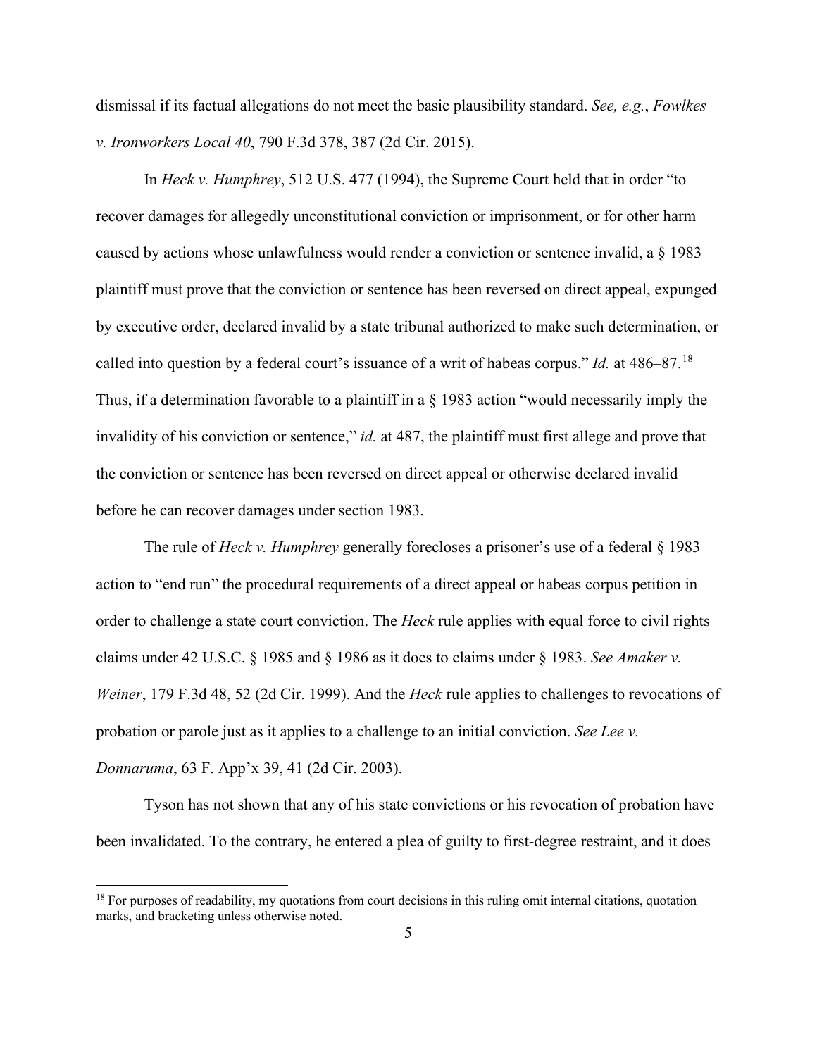dismissal if its factual allegations do not meet the basic plausibility standard. *See, e.g.*, *Fowlkes v. Ironworkers Local 40*, 790 F.3d 378, 387 (2d Cir. 2015).

In *Heck v. Humphrey*, 512 U.S. 477 (1994), the Supreme Court held that in order "to recover damages for allegedly unconstitutional conviction or imprisonment, or for other harm caused by actions whose unlawfulness would render a conviction or sentence invalid, a § 1983 plaintiff must prove that the conviction or sentence has been reversed on direct appeal, expunged by executive order, declared invalid by a state tribunal authorized to make such determination, or called into question by a federal court's issuance of a writ of habeas corpus." *Id.* at 486–87.[18] Thus, if a determination favorable to a plaintiff in a § 1983 action "would necessarily imply the invalidity of his conviction or sentence," *id.* at 487, the plaintiff must first allege and prove that the conviction or sentence has been reversed on direct appeal or otherwise declared invalid before he can recover damages under section 1983.

The rule of *Heck v. Humphrey* generally forecloses a prisoner's use of a federal § 1983 action to "end run" the procedural requirements of a direct appeal or habeas corpus petition in order to challenge a state court conviction. The *Heck* rule applies with equal force to civil rights claims under 42 U.S.C. § 1985 and § 1986 as it does to claims under § 1983. *See Amaker v. Weiner*, 179 F.3d 48, 52 (2d Cir. 1999). And the *Heck* rule applies to challenges to revocations of probation or parole just as it applies to a challenge to an initial conviction. *See Lee v. Donnaruma*, 63 F. App'x 39, 41 (2d Cir. 2003).

Tyson has not shown that any of his state convictions or his revocation of probation have been invalidated. To the contrary, he entered a plea of guilty to first-degree restraint, and it does

[18] For purposes of readability, my quotations from court decisions in this ruling omit internal citations, quotation marks, and bracketing unless otherwise noted.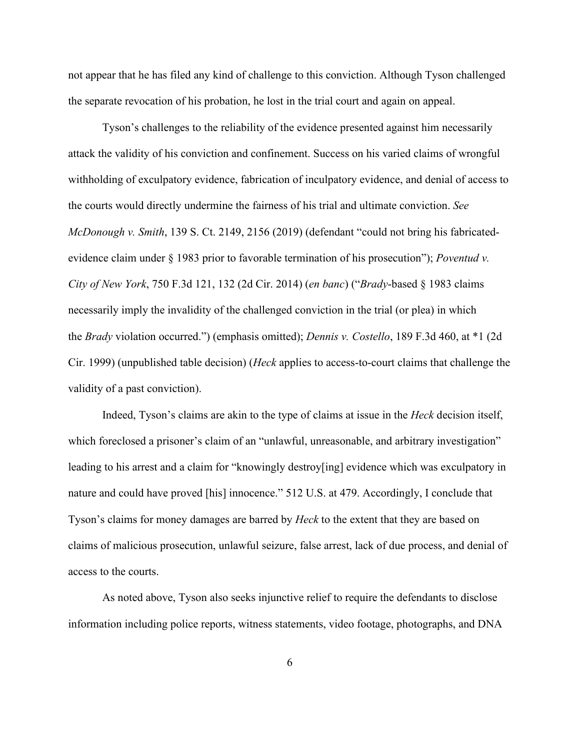not appear that he has filed any kind of challenge to this conviction. Although Tyson challenged the separate revocation of his probation, he lost in the trial court and again on appeal.

Tyson's challenges to the reliability of the evidence presented against him necessarily attack the validity of his conviction and confinement. Success on his varied claims of wrongful withholding of exculpatory evidence, fabrication of inculpatory evidence, and denial of access to the courts would directly undermine the fairness of his trial and ultimate conviction. *See McDonough v. Smith*, 139 S. Ct. 2149, 2156 (2019) (defendant "could not bring his fabricated-evidence claim under § 1983 prior to favorable termination of his prosecution"); *Poventud v. City of New York*, 750 F.3d 121, 132 (2d Cir. 2014) (*en banc*) ("*Brady*-based § 1983 claims necessarily imply the invalidity of the challenged conviction in the trial (or plea) in which the *Brady* violation occurred.") (emphasis omitted); *Dennis v. Costello*, 189 F.3d 460, at *1 (2d Cir. 1999) (unpublished table decision) (*Heck* applies to access-to-court claims that challenge the validity of a past conviction).

Indeed, Tyson's claims are akin to the type of claims at issue in the *Heck* decision itself, which foreclosed a prisoner's claim of an "unlawful, unreasonable, and arbitrary investigation" leading to his arrest and a claim for "knowingly destroy[ing] evidence which was exculpatory in nature and could have proved [his] innocence." 512 U.S. at 479. Accordingly, I conclude that Tyson's claims for money damages are barred by *Heck* to the extent that they are based on claims of malicious prosecution, unlawful seizure, false arrest, lack of due process, and denial of access to the courts.

As noted above, Tyson also seeks injunctive relief to require the defendants to disclose information including police reports, witness statements, video footage, photographs, and DNA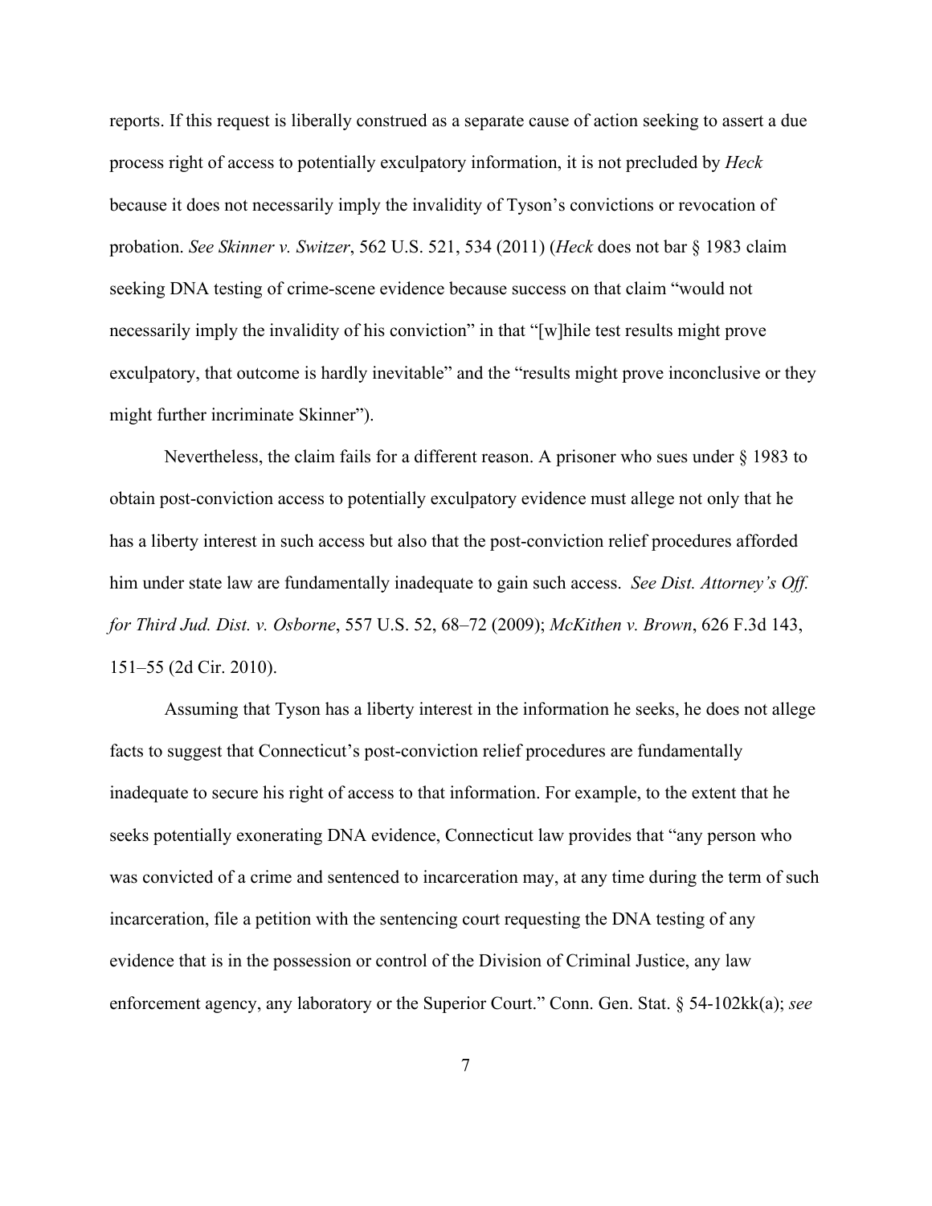reports. If this request is liberally construed as a separate cause of action seeking to assert a due process right of access to potentially exculpatory information, it is not precluded by *Heck* because it does not necessarily imply the invalidity of Tyson's convictions or revocation of probation. *See Skinner v. Switzer*, 562 U.S. 521, 534 (2011) (*Heck* does not bar § 1983 claim seeking DNA testing of crime-scene evidence because success on that claim "would not necessarily imply the invalidity of his conviction" in that "[w]hile test results might prove exculpatory, that outcome is hardly inevitable" and the "results might prove inconclusive or they might further incriminate Skinner").

Nevertheless, the claim fails for a different reason. A prisoner who sues under § 1983 to obtain post-conviction access to potentially exculpatory evidence must allege not only that he has a liberty interest in such access but also that the post-conviction relief procedures afforded him under state law are fundamentally inadequate to gain such access. *See Dist. Attorney's Off. for Third Jud. Dist. v. Osborne*, 557 U.S. 52, 68–72 (2009); *McKithen v. Brown*, 626 F.3d 143, 151–55 (2d Cir. 2010).

Assuming that Tyson has a liberty interest in the information he seeks, he does not allege facts to suggest that Connecticut's post-conviction relief procedures are fundamentally inadequate to secure his right of access to that information. For example, to the extent that he seeks potentially exonerating DNA evidence, Connecticut law provides that "any person who was convicted of a crime and sentenced to incarceration may, at any time during the term of such incarceration, file a petition with the sentencing court requesting the DNA testing of any evidence that is in the possession or control of the Division of Criminal Justice, any law enforcement agency, any laboratory or the Superior Court." Conn. Gen. Stat. § 54-102kk(a); *see*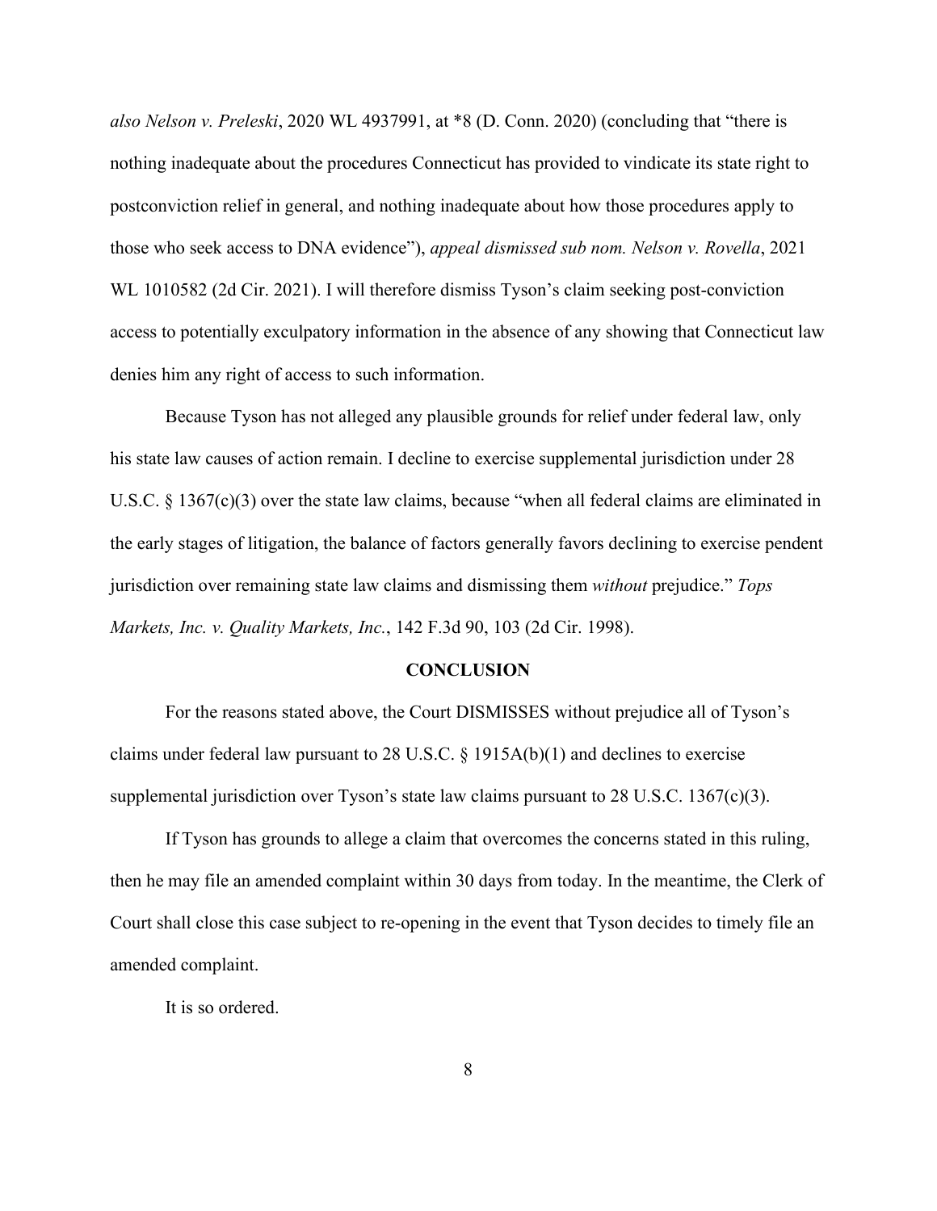*also Nelson v. Preleski*, 2020 WL 4937991, at *8 (D. Conn. 2020) (concluding that "there is nothing inadequate about the procedures Connecticut has provided to vindicate its state right to postconviction relief in general, and nothing inadequate about how those procedures apply to those who seek access to DNA evidence"), *appeal dismissed sub nom. Nelson v. Rovella*, 2021 WL 1010582 (2d Cir. 2021). I will therefore dismiss Tyson's claim seeking post-conviction access to potentially exculpatory information in the absence of any showing that Connecticut law denies him any right of access to such information.

Because Tyson has not alleged any plausible grounds for relief under federal law, only his state law causes of action remain. I decline to exercise supplemental jurisdiction under 28 U.S.C. § 1367(c)(3) over the state law claims, because "when all federal claims are eliminated in the early stages of litigation, the balance of factors generally favors declining to exercise pendent jurisdiction over remaining state law claims and dismissing them *without* prejudice." *Tops Markets, Inc. v. Quality Markets, Inc.*, 142 F.3d 90, 103 (2d Cir. 1998).

**CONCLUSION**

For the reasons stated above, the Court DISMISSES without prejudice all of Tyson's claims under federal law pursuant to 28 U.S.C. § 1915A(b)(1) and declines to exercise supplemental jurisdiction over Tyson's state law claims pursuant to 28 U.S.C. 1367(c)(3).

If Tyson has grounds to allege a claim that overcomes the concerns stated in this ruling, then he may file an amended complaint within 30 days from today. In the meantime, the Clerk of Court shall close this case subject to re-opening in the event that Tyson decides to timely file an amended complaint.

It is so ordered.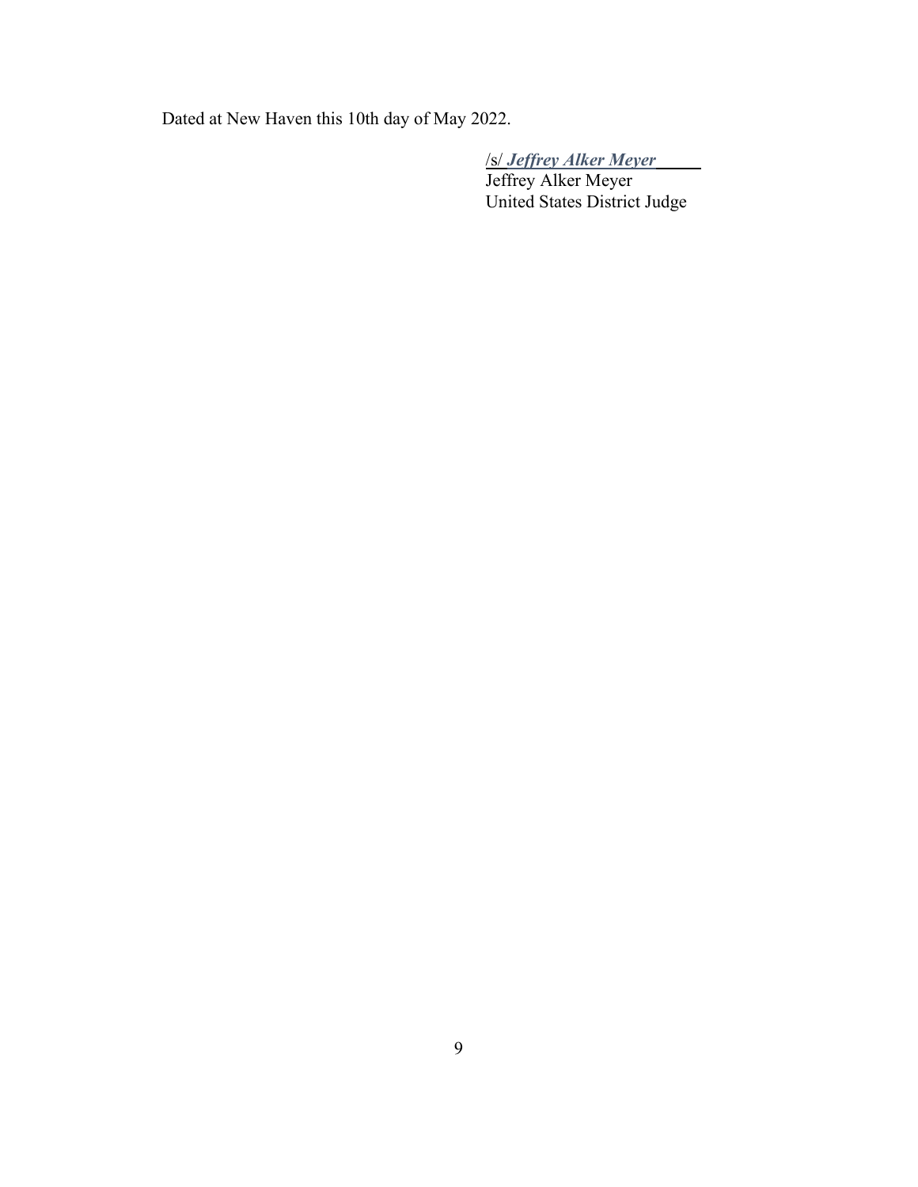Dated at New Haven this 10th day of May 2022.

/s/ *Jeffrey Alker Meyer*  
Jeffrey Alker Meyer  
United States District Judge